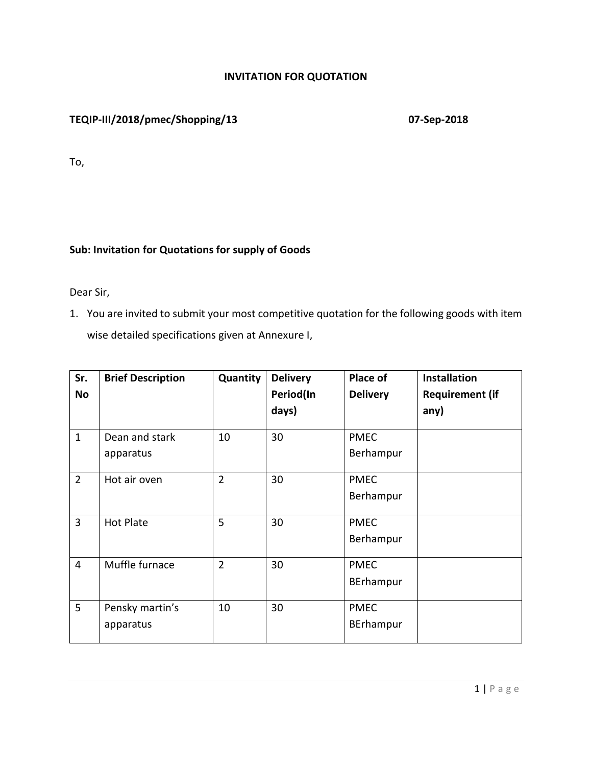# INVITATION FOR QUOTATION

**TEQIP-III/2018/pmec/Shopping/13** **07-Sep-2018**

To,

**Sub: Invitation for Quotations for supply of Goods**

Dear Sir,

1. You are invited to submit your most competitive quotation for the following goods with item wise detailed specifications given at Annexure I,

| Sr. No | Brief Description | Quantity | Delivery Period(In days) | Place of Delivery | Installation Requirement (if any) |
|---|---|---|---|---|---|
| 1 | Dean and stark apparatus | 10 | 30 | PMEC Berhampur | |
| 2 | Hot air oven | 2 | 30 | PMEC Berhampur | |
| 3 | Hot Plate | 5 | 30 | PMEC Berhampur | |
| 4 | Muffle furnace | 2 | 30 | PMEC BErhampur | |
| 5 | Pensky martin's apparatus | 10 | 30 | PMEC BErhampur | |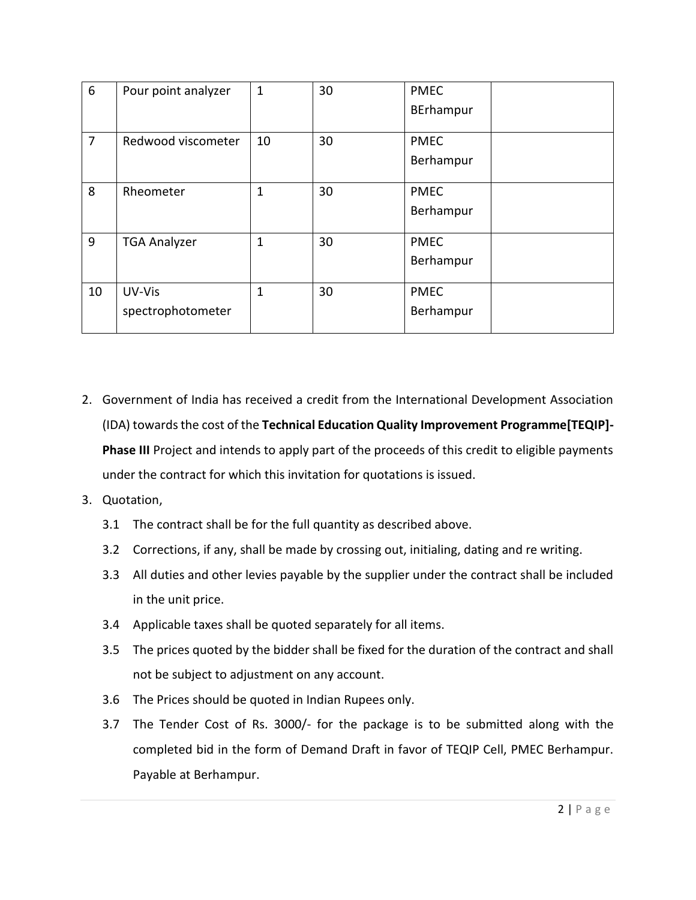| 6 | Pour point analyzer | 1 | 30 | PMEC BErhampur | |
|---|---|---|---|---|---|
| 7 | Redwood viscometer | 10 | 30 | PMEC Berhampur | |
| 8 | Rheometer | 1 | 30 | PMEC Berhampur | |
| 9 | TGA Analyzer | 1 | 30 | PMEC Berhampur | |
| 10 | UV-Vis spectrophotometer | 1 | 30 | PMEC Berhampur | |

2. Government of India has received a credit from the International Development Association (IDA) towards the cost of the **Technical Education Quality Improvement Programme[TEQIP]-Phase III** Project and intends to apply part of the proceeds of this credit to eligible payments under the contract for which this invitation for quotations is issued.
3. Quotation,
   - 3.1 The contract shall be for the full quantity as described above.
   - 3.2 Corrections, if any, shall be made by crossing out, initialing, dating and re writing.
   - 3.3 All duties and other levies payable by the supplier under the contract shall be included in the unit price.
   - 3.4 Applicable taxes shall be quoted separately for all items.
   - 3.5 The prices quoted by the bidder shall be fixed for the duration of the contract and shall not be subject to adjustment on any account.
   - 3.6 The Prices should be quoted in Indian Rupees only.
   - 3.7 The Tender Cost of Rs. 3000/- for the package is to be submitted along with the completed bid in the form of Demand Draft in favor of TEQIP Cell, PMEC Berhampur. Payable at Berhampur.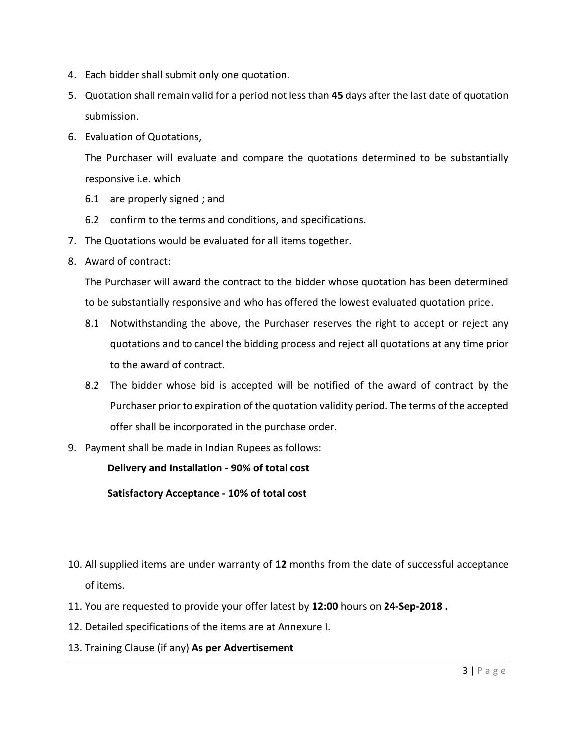4. Each bidder shall submit only one quotation.
5. Quotation shall remain valid for a period not less than **45** days after the last date of quotation submission.
6. Evaluation of Quotations,

   The Purchaser will evaluate and compare the quotations determined to be substantially responsive i.e. which

   6.1 are properly signed ; and

   6.2 confirm to the terms and conditions, and specifications.
7. The Quotations would be evaluated for all items together.
8. Award of contract:

   The Purchaser will award the contract to the bidder whose quotation has been determined to be substantially responsive and who has offered the lowest evaluated quotation price.

   8.1 Notwithstanding the above, the Purchaser reserves the right to accept or reject any quotations and to cancel the bidding process and reject all quotations at any time prior to the award of contract.

   8.2 The bidder whose bid is accepted will be notified of the award of contract by the Purchaser prior to expiration of the quotation validity period. The terms of the accepted offer shall be incorporated in the purchase order.
9. Payment shall be made in Indian Rupees as follows:

   **Delivery and Installation - 90% of total cost**

   **Satisfactory Acceptance - 10% of total cost**

10. All supplied items are under warranty of **12** months from the date of successful acceptance of items.
11. You are requested to provide your offer latest by **12:00** hours on **24-Sep-2018 .**
12. Detailed specifications of the items are at Annexure I.
13. Training Clause (if any) **As per Advertisement**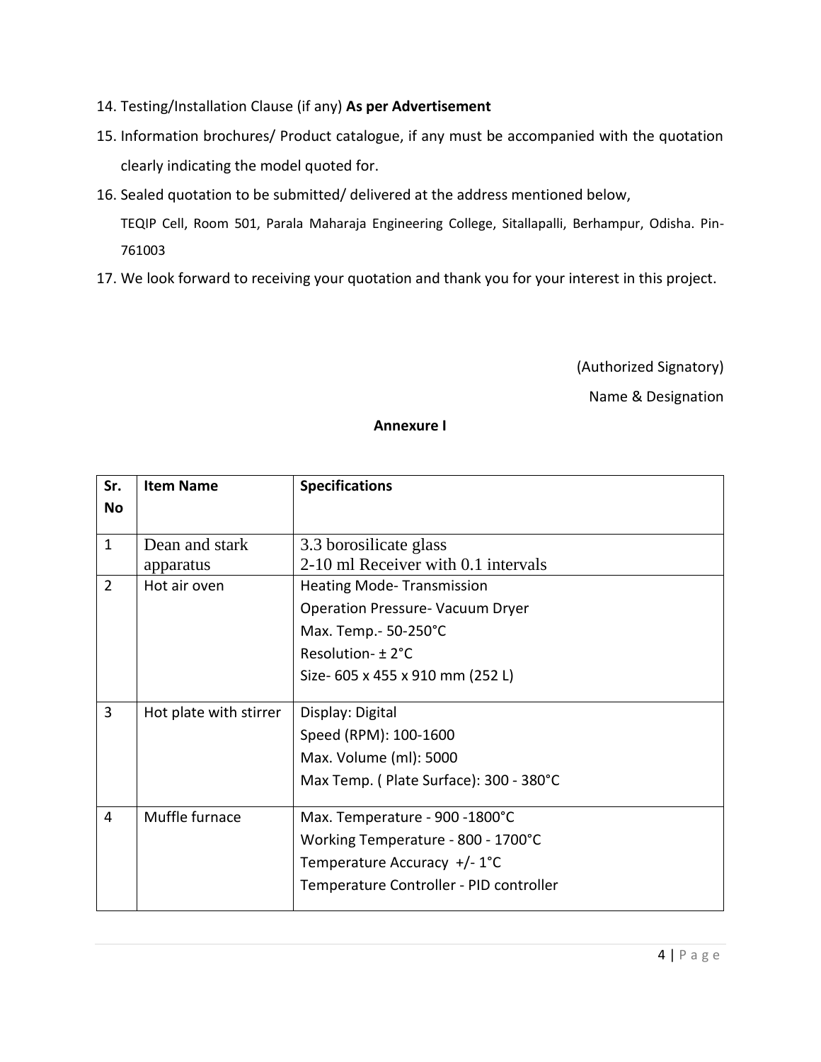14. Testing/Installation Clause (if any) **As per Advertisement**
15. Information brochures/ Product catalogue, if any must be accompanied with the quotation clearly indicating the model quoted for.
16. Sealed quotation to be submitted/ delivered at the address mentioned below,

    TEQIP Cell, Room 501, Parala Maharaja Engineering College, Sitallapalli, Berhampur, Odisha. Pin-761003
17. We look forward to receiving your quotation and thank you for your interest in this project.

(Authorized Signatory)

Name & Designation

**Annexure I**

| **Sr. No** | **Item Name** | **Specifications** |
|---|---|---|
| 1 | Dean and stark apparatus | 3.3 borosilicate glass<br>2-10 ml Receiver with 0.1 intervals |
| 2 | Hot air oven | Heating Mode- Transmission<br>Operation Pressure- Vacuum Dryer<br>Max. Temp.- 50-250°C<br>Resolution- ± 2°C<br>Size- 605 x 455 x 910 mm (252 L) |
| 3 | Hot plate with stirrer | Display: Digital<br>Speed (RPM): 100-1600<br>Max. Volume (ml): 5000<br>Max Temp. ( Plate Surface): 300 - 380°C |
| 4 | Muffle furnace | Max. Temperature - 900 -1800°C<br>Working Temperature - 800 - 1700°C<br>Temperature Accuracy +/- 1°C<br>Temperature Controller - PID controller |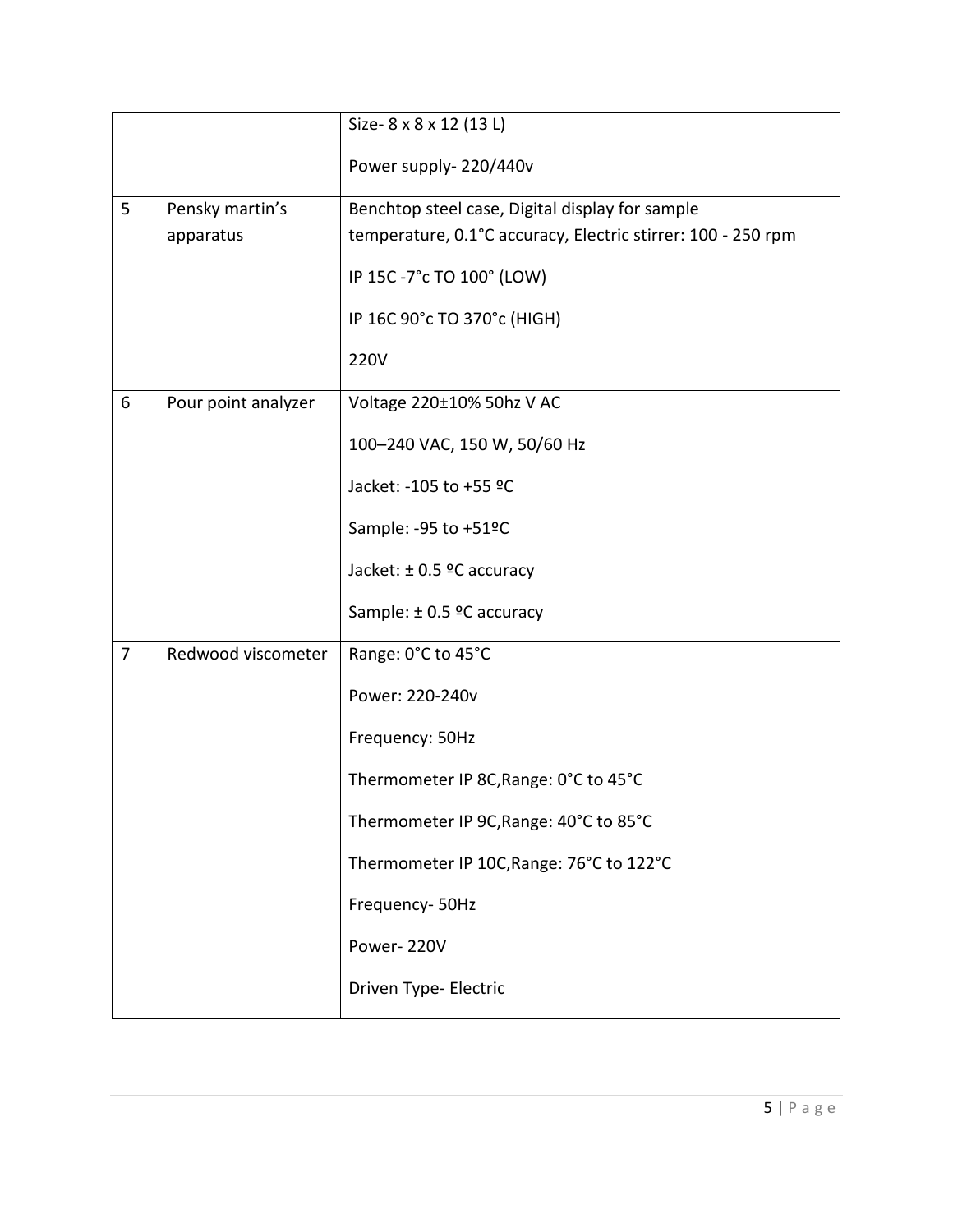| | | |
|---|---|---|
| | | Size- 8 x 8 x 12 (13 L)<br><br>Power supply- 220/440v |
| 5 | Pensky martin's apparatus | Benchtop steel case, Digital display for sample temperature, 0.1°C accuracy, Electric stirrer: 100 - 250 rpm<br><br>IP 15C -7°c TO 100° (LOW)<br><br>IP 16C 90°c TO 370°c (HIGH)<br><br>220V |
| 6 | Pour point analyzer | Voltage 220±10% 50hz V AC<br><br>100–240 VAC, 150 W, 50/60 Hz<br><br>Jacket: -105 to +55 ºC<br><br>Sample: -95 to +51ºC<br><br>Jacket: ± 0.5 ºC accuracy<br><br>Sample: ± 0.5 ºC accuracy |
| 7 | Redwood viscometer | Range: 0°C to 45°C<br><br>Power: 220-240v<br><br>Frequency: 50Hz<br><br>Thermometer IP 8C,Range: 0°C to 45°C<br><br>Thermometer IP 9C,Range: 40°C to 85°C<br><br>Thermometer IP 10C,Range: 76°C to 122°C<br><br>Frequency- 50Hz<br><br>Power- 220V<br><br>Driven Type- Electric |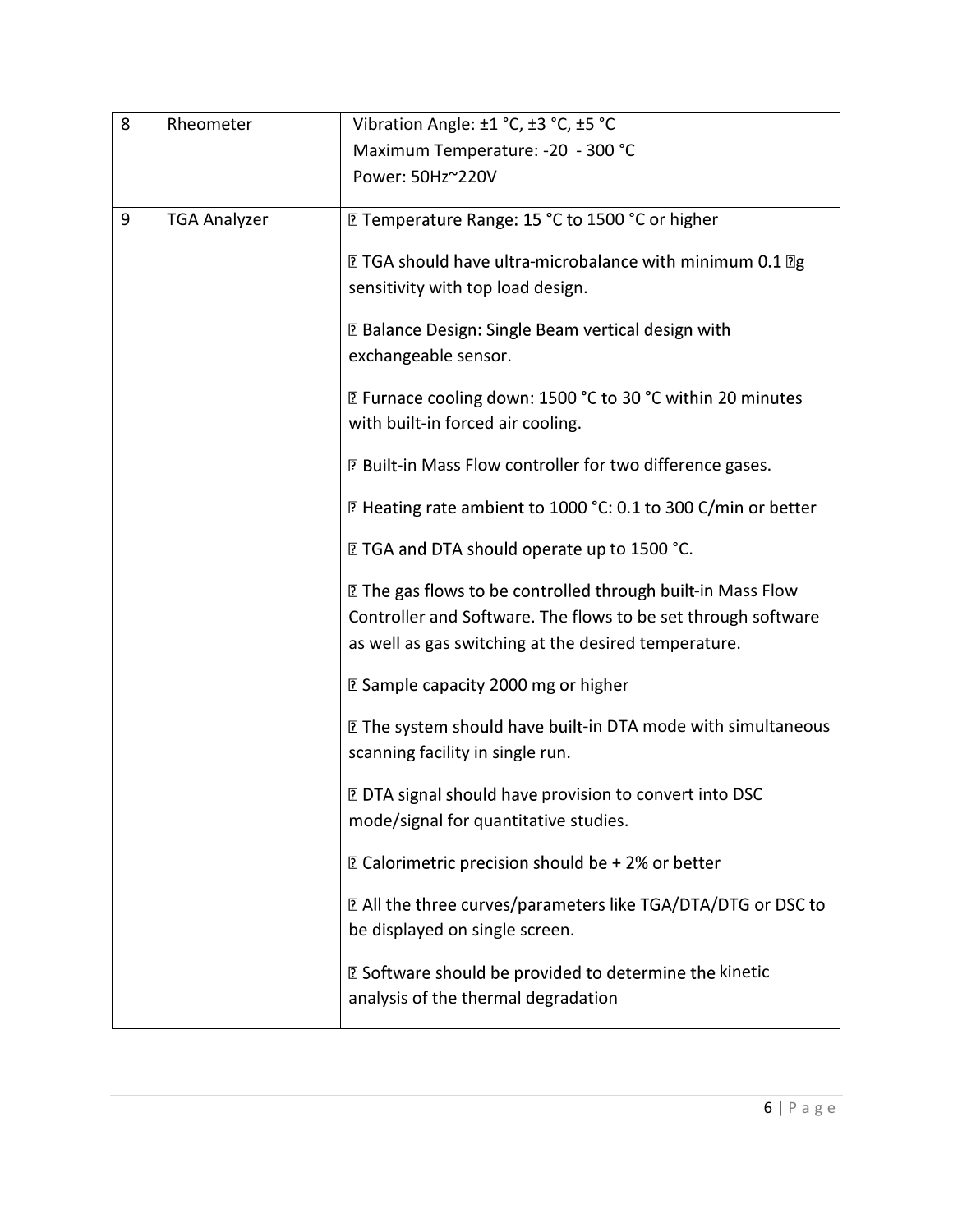| 8 | Rheometer | Vibration Angle: ±1 °C, ±3 °C, ±5 °C<br>Maximum Temperature: -20 - 300 °C<br>Power: 50Hz~220V |
|---|---|---|
| 9 | TGA Analyzer | Temperature Range: 15 °C to 1500 °C or higher<br><br>TGA should have ultra-microbalance with minimum 0.1 g sensitivity with top load design.<br><br>Balance Design: Single Beam vertical design with exchangeable sensor.<br><br>Furnace cooling down: 1500 °C to 30 °C within 20 minutes with built-in forced air cooling.<br><br>Built-in Mass Flow controller for two difference gases.<br><br>Heating rate ambient to 1000 °C: 0.1 to 300 C/min or better<br><br>TGA and DTA should operate up to 1500 °C.<br><br>The gas flows to be controlled through built-in Mass Flow Controller and Software. The flows to be set through software as well as gas switching at the desired temperature.<br><br>Sample capacity 2000 mg or higher<br><br>The system should have built-in DTA mode with simultaneous scanning facility in single run.<br><br>DTA signal should have provision to convert into DSC mode/signal for quantitative studies.<br><br>Calorimetric precision should be + 2% or better<br><br>All the three curves/parameters like TGA/DTA/DTG or DSC to be displayed on single screen.<br><br>Software should be provided to determine the kinetic analysis of the thermal degradation |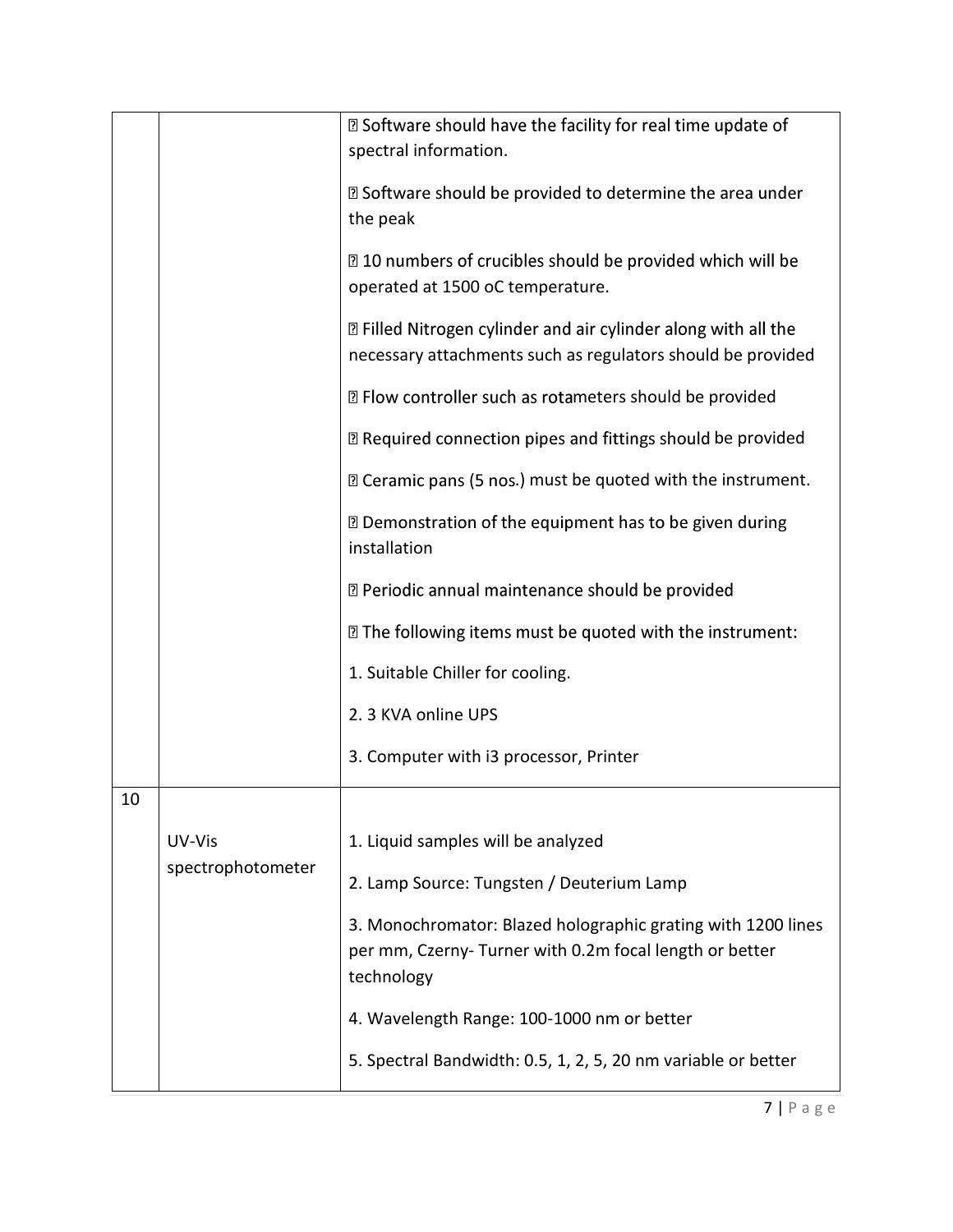| | | |
|---|---|---|
| | | ▯ Software should have the facility for real time update of spectral information.<br><br>▯ Software should be provided to determine the area under the peak<br><br>▯ 10 numbers of crucibles should be provided which will be operated at 1500 oC temperature.<br><br>▯ Filled Nitrogen cylinder and air cylinder along with all the necessary attachments such as regulators should be provided<br><br>▯ Flow controller such as rotameters should be provided<br><br>▯ Required connection pipes and fittings should be provided<br><br>▯ Ceramic pans (5 nos.) must be quoted with the instrument.<br><br>▯ Demonstration of the equipment has to be given during installation<br><br>▯ Periodic annual maintenance should be provided<br><br>▯ The following items must be quoted with the instrument:<br><br>1. Suitable Chiller for cooling.<br><br>2. 3 KVA online UPS<br><br>3. Computer with i3 processor, Printer |
| 10 | UV-Vis spectrophotometer | 1. Liquid samples will be analyzed<br><br>2. Lamp Source: Tungsten / Deuterium Lamp<br><br>3. Monochromator: Blazed holographic grating with 1200 lines per mm, Czerny- Turner with 0.2m focal length or better technology<br><br>4. Wavelength Range: 100-1000 nm or better<br><br>5. Spectral Bandwidth: 0.5, 1, 2, 5, 20 nm variable or better |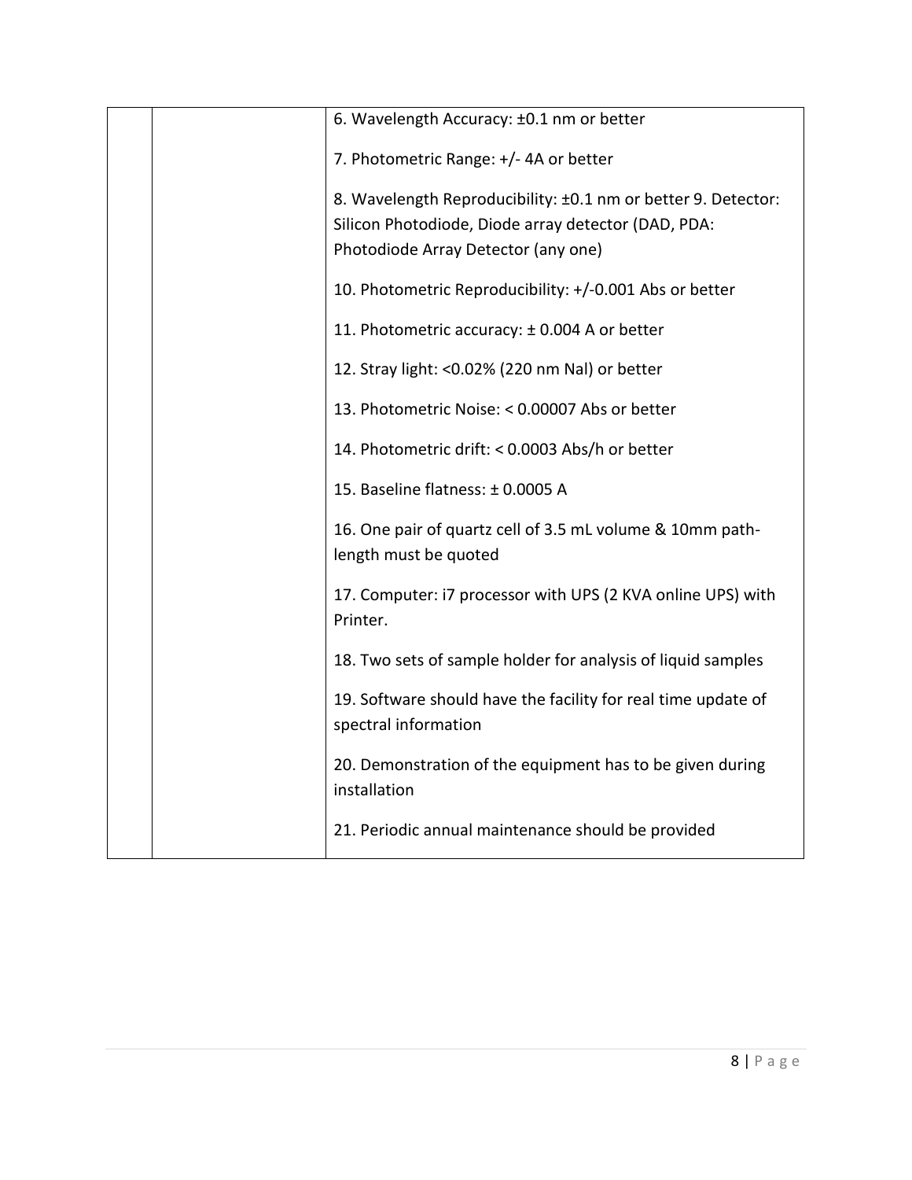| | | |
|---|---|---|
| | | 6. Wavelength Accuracy: ±0.1 nm or better<br><br>7. Photometric Range: +/- 4A or better<br><br>8. Wavelength Reproducibility: ±0.1 nm or better 9. Detector: Silicon Photodiode, Diode array detector (DAD, PDA: Photodiode Array Detector (any one)<br><br>10. Photometric Reproducibility: +/-0.001 Abs or better<br><br>11. Photometric accuracy: ± 0.004 A or better<br><br>12. Stray light: <0.02% (220 nm Nal) or better<br><br>13. Photometric Noise: < 0.00007 Abs or better<br><br>14. Photometric drift: < 0.0003 Abs/h or better<br><br>15. Baseline flatness: ± 0.0005 A<br><br>16. One pair of quartz cell of 3.5 mL volume & 10mm path-length must be quoted<br><br>17. Computer: i7 processor with UPS (2 KVA online UPS) with Printer.<br><br>18. Two sets of sample holder for analysis of liquid samples<br><br>19. Software should have the facility for real time update of spectral information<br><br>20. Demonstration of the equipment has to be given during installation<br><br>21. Periodic annual maintenance should be provided |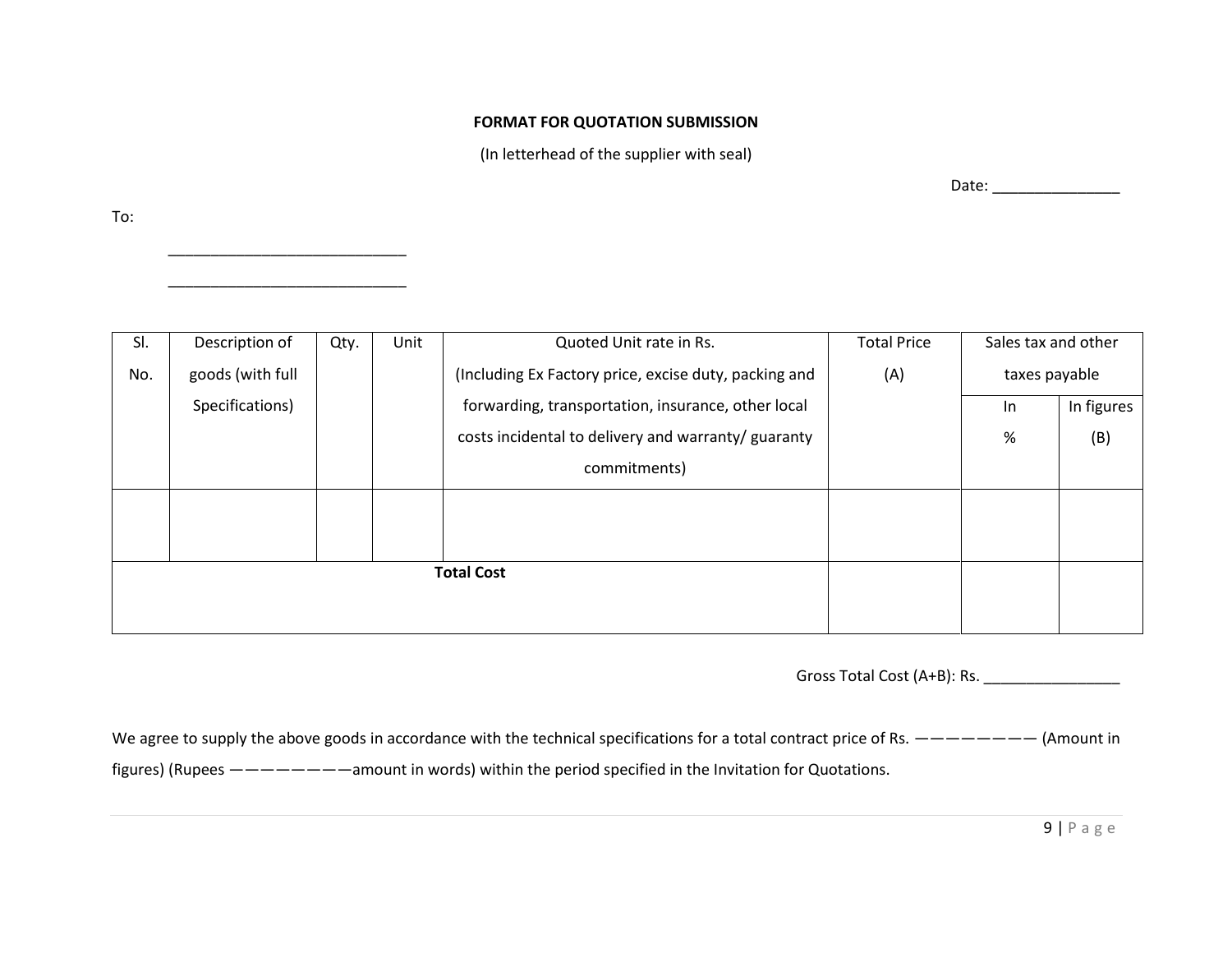**FORMAT FOR QUOTATION SUBMISSION**

(In letterhead of the supplier with seal)

Date: _______________

To:

____________________________

____________________________

| Sl. No. | Description of goods (with full Specifications) | Qty. | Unit | Quoted Unit rate in Rs. (Including Ex Factory price, excise duty, packing and forwarding, transportation, insurance, other local costs incidental to delivery and warranty/ guaranty commitments) | Total Price (A) | Sales tax and other taxes payable | |
|---|---|---|---|---|---|---|---|
| | | | | | | In % | In figures (B) |
| | | | | | | | |
| **Total Cost** | | | | | | | |

Gross Total Cost (A+B): Rs. ________________

We agree to supply the above goods in accordance with the technical specifications for a total contract price of Rs. ———————— (Amount in figures) (Rupees ————————amount in words) within the period specified in the Invitation for Quotations.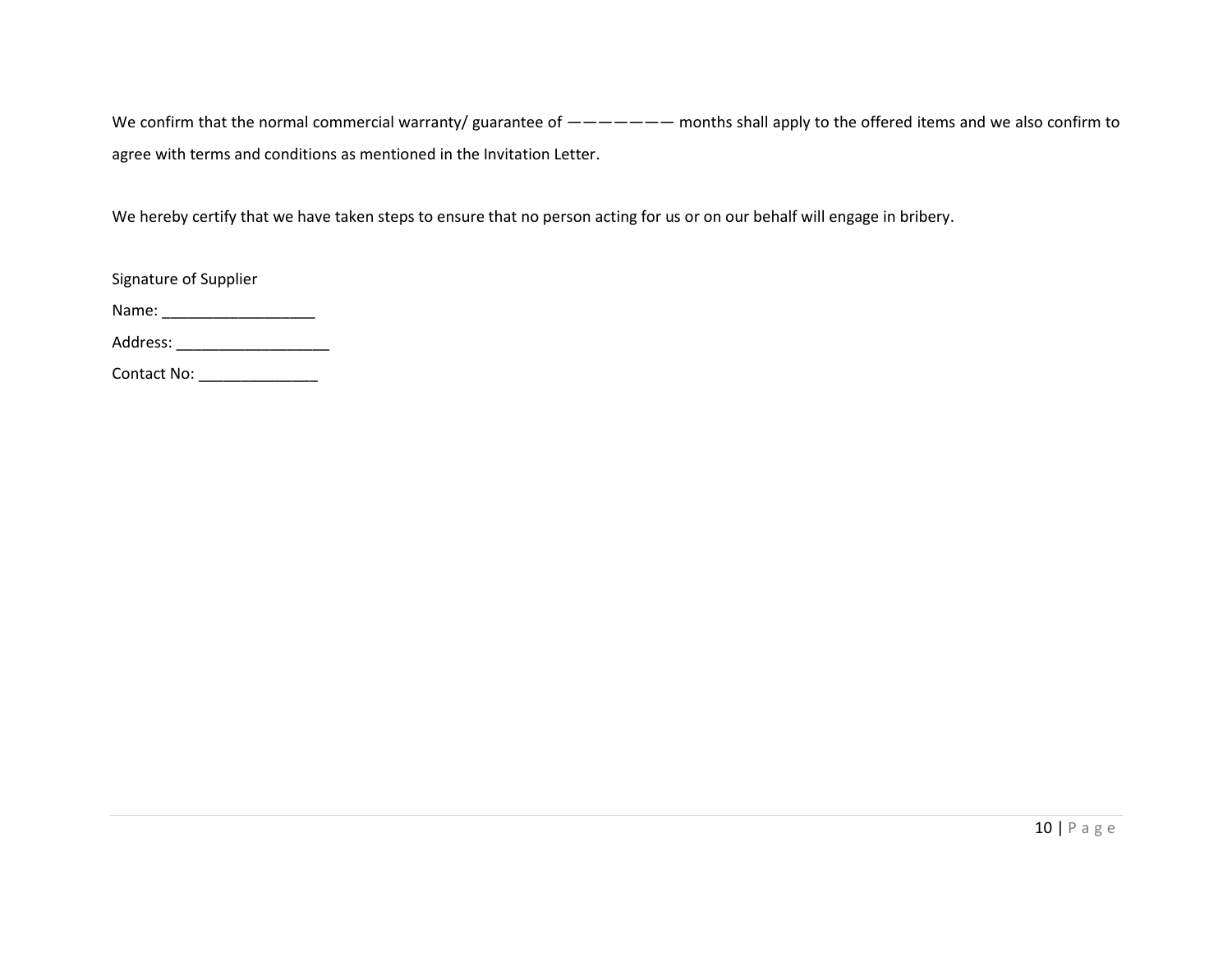We confirm that the normal commercial warranty/ guarantee of ——————— months shall apply to the offered items and we also confirm to agree with terms and conditions as mentioned in the Invitation Letter.

We hereby certify that we have taken steps to ensure that no person acting for us or on our behalf will engage in bribery.

Signature of Supplier

Name: __________________

Address: __________________

Contact No: ______________